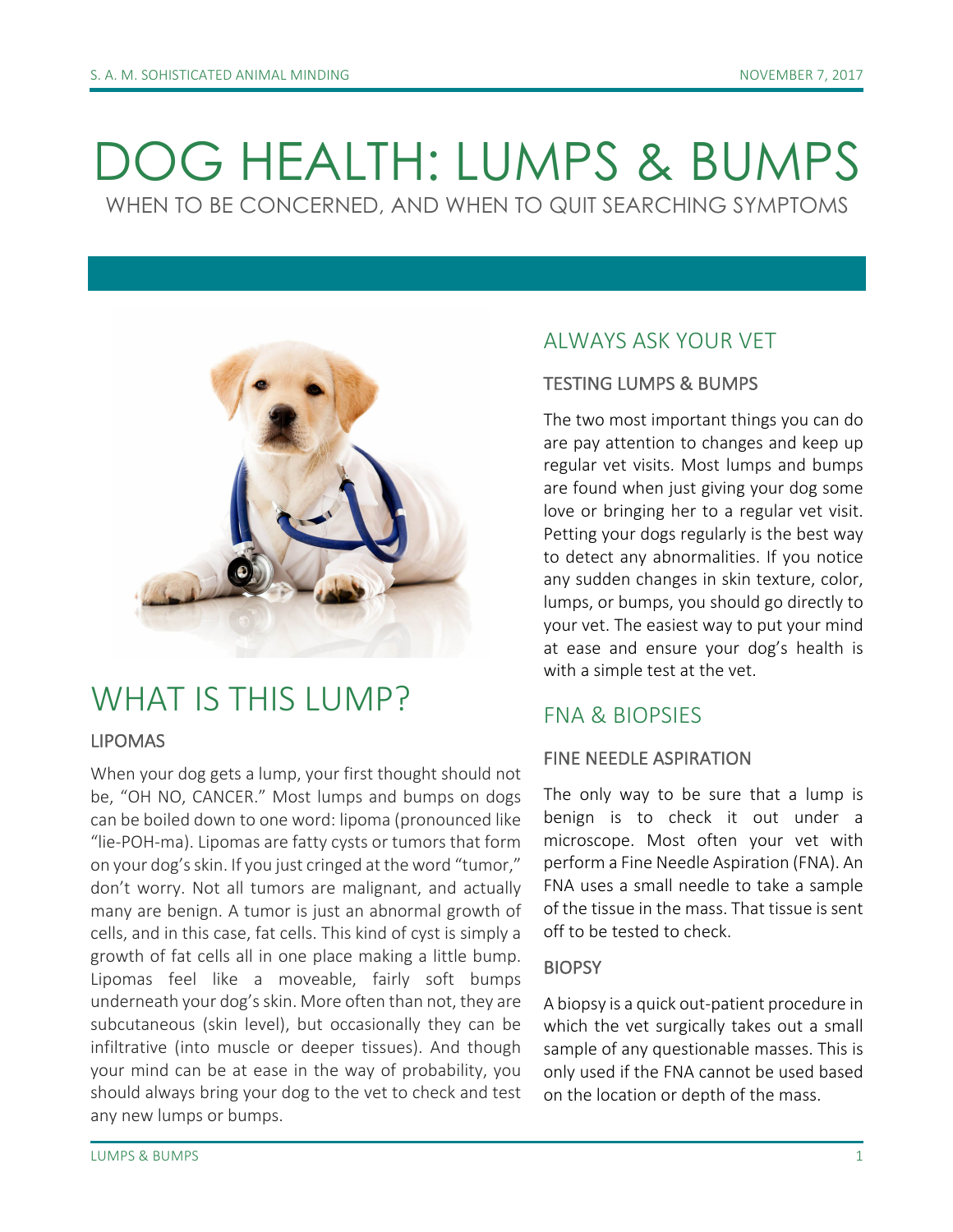# DOG HEALTH: LUMPS & BUMPS

WHEN TO BE CONCERNED, AND WHEN TO QUIT SEARCHING SYMPTOMS

## WHAT IS THIS LUMP?

### LIPOMAS

When your dog gets a lump, your first thought should not be, "OH NO, CANCER." Most lumps and bumps on dogs can be boiled down to one word: lipoma (pronounced like "lie-POH-ma). Lipomas are fatty cysts or tumors that form on your dog's skin. If you just cringed at the word "tumor," don't worry. Not all tumors are malignant, and actually many are benign. A tumor is just an abnormal growth of cells, and in this case, fat cells. This kind of cyst is simply a growth of fat cells all in one place making a little bump. Lipomas feel like a moveable, fairly soft bumps underneath your dog's skin. More often than not, they are subcutaneous (skin level), but occasionally they can be infiltrative (into muscle or deeper tissues). And though your mind can be at ease in the way of probability, you should always bring your dog to the vet to check and test any new lumps or bumps.

## ALWAYS ASK YOUR VET

### TESTING LUMPS & BUMPS

The two most important things you can do are pay attention to changes and keep up regular vet visits. Most lumps and bumps are found when just giving your dog some love or bringing her to a regular vet visit. Petting your dogs regularly is the best way to detect any abnormalities. If you notice any sudden changes in skin texture, color, lumps, or bumps, you should go directly to your vet. The easiest way to put your mind at ease and ensure your dog's health is with a simple test at the vet.

## FNA & BIOPSIES

### FINE NEEDLE ASPIRATION

The only way to be sure that a lump is benign is to check it out under a microscope. Most often your vet with perform a Fine Needle Aspiration (FNA). An FNA uses a small needle to take a sample of the tissue in the mass. That tissue is sent off to be tested to check.

### BIOPSY

A biopsy is a quick out-patient procedure in which the vet surgically takes out a small sample of any questionable masses. This is only used if the FNA cannot be used based on the location or depth of the mass.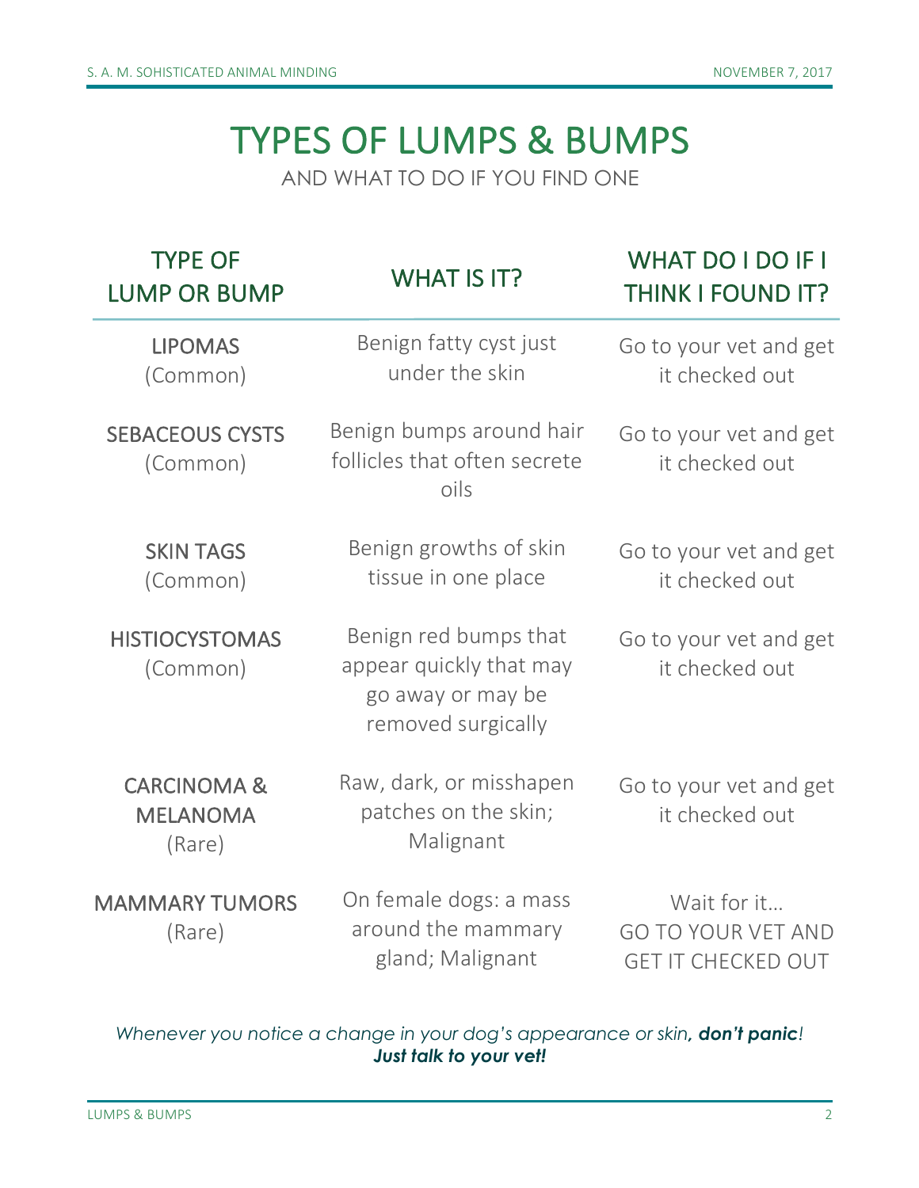# TYPES OF LUMPS & BUMPS

AND WHAT TO DO IF YOU FIND ONE

| TYPE OF LUMP OR BUMP | WHAT IS IT? | WHAT DO I DO IF I THINK I FOUND IT? |
|---|---|---|
| LIPOMAS (Common) | Benign fatty cyst just under the skin | Go to your vet and get it checked out |
| SEBACEOUS CYSTS (Common) | Benign bumps around hair follicles that often secrete oils | Go to your vet and get it checked out |
| SKIN TAGS (Common) | Benign growths of skin tissue in one place | Go to your vet and get it checked out |
| HISTIOCYSTOMAS (Common) | Benign red bumps that appear quickly that may go away or may be removed surgically | Go to your vet and get it checked out |
| CARCINOMA & MELANOMA (Rare) | Raw, dark, or misshapen patches on the skin; Malignant | Go to your vet and get it checked out |
| MAMMARY TUMORS (Rare) | On female dogs: a mass around the mammary gland; Malignant | Wait for it… GO TO YOUR VET AND GET IT CHECKED OUT |

*Whenever you notice a change in your dog's appearance or skin, **don't panic**! **Just talk to your vet!***